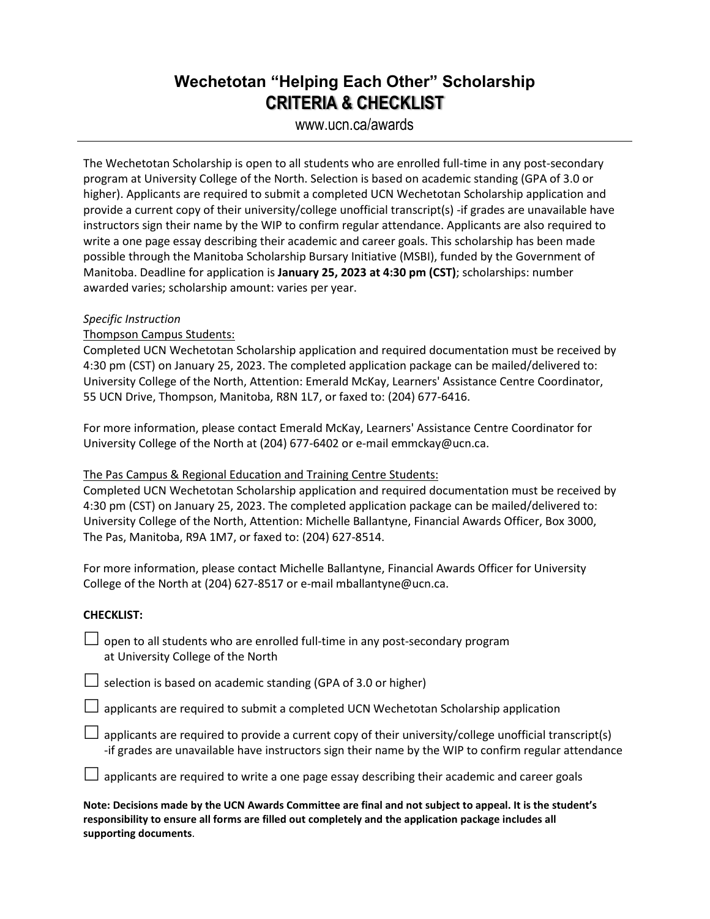# Wechetotan "Helping Each Other" Scholarship

## CRITERIA & CHECKLIST

www.ucn.ca/awards

---

The Wechetotan Scholarship is open to all students who are enrolled full-time in any post-secondary program at University College of the North. Selection is based on academic standing (GPA of 3.0 or higher). Applicants are required to submit a completed UCN Wechetotan Scholarship application and provide a current copy of their university/college unofficial transcript(s) -if grades are unavailable have instructors sign their name by the WIP to confirm regular attendance. Applicants are also required to write a one page essay describing their academic and career goals. This scholarship has been made possible through the Manitoba Scholarship Bursary Initiative (MSBI), funded by the Government of Manitoba. Deadline for application is **January 25, 2023 at 4:30 pm (CST)**; scholarships: number awarded varies; scholarship amount: varies per year.

*Specific Instruction*

Thompson Campus Students:

Completed UCN Wechetotan Scholarship application and required documentation must be received by 4:30 pm (CST) on January 25, 2023. The completed application package can be mailed/delivered to: University College of the North, Attention: Emerald McKay, Learners' Assistance Centre Coordinator, 55 UCN Drive, Thompson, Manitoba, R8N 1L7, or faxed to: (204) 677-6416.

For more information, please contact Emerald McKay, Learners' Assistance Centre Coordinator for University College of the North at (204) 677-6402 or e-mail emmckay@ucn.ca.

The Pas Campus & Regional Education and Training Centre Students:

Completed UCN Wechetotan Scholarship application and required documentation must be received by 4:30 pm (CST) on January 25, 2023. The completed application package can be mailed/delivered to: University College of the North, Attention: Michelle Ballantyne, Financial Awards Officer, Box 3000, The Pas, Manitoba, R9A 1M7, or faxed to: (204) 627-8514.

For more information, please contact Michelle Ballantyne, Financial Awards Officer for University College of the North at (204) 627-8517 or e-mail mballantyne@ucn.ca.

**CHECKLIST:**

- ☐ open to all students who are enrolled full-time in any post-secondary program at University College of the North
- ☐ selection is based on academic standing (GPA of 3.0 or higher)
- ☐ applicants are required to submit a completed UCN Wechetotan Scholarship application
- ☐ applicants are required to provide a current copy of their university/college unofficial transcript(s) -if grades are unavailable have instructors sign their name by the WIP to confirm regular attendance
- ☐ applicants are required to write a one page essay describing their academic and career goals

**Note: Decisions made by the UCN Awards Committee are final and not subject to appeal. It is the student's responsibility to ensure all forms are filled out completely and the application package includes all supporting documents**.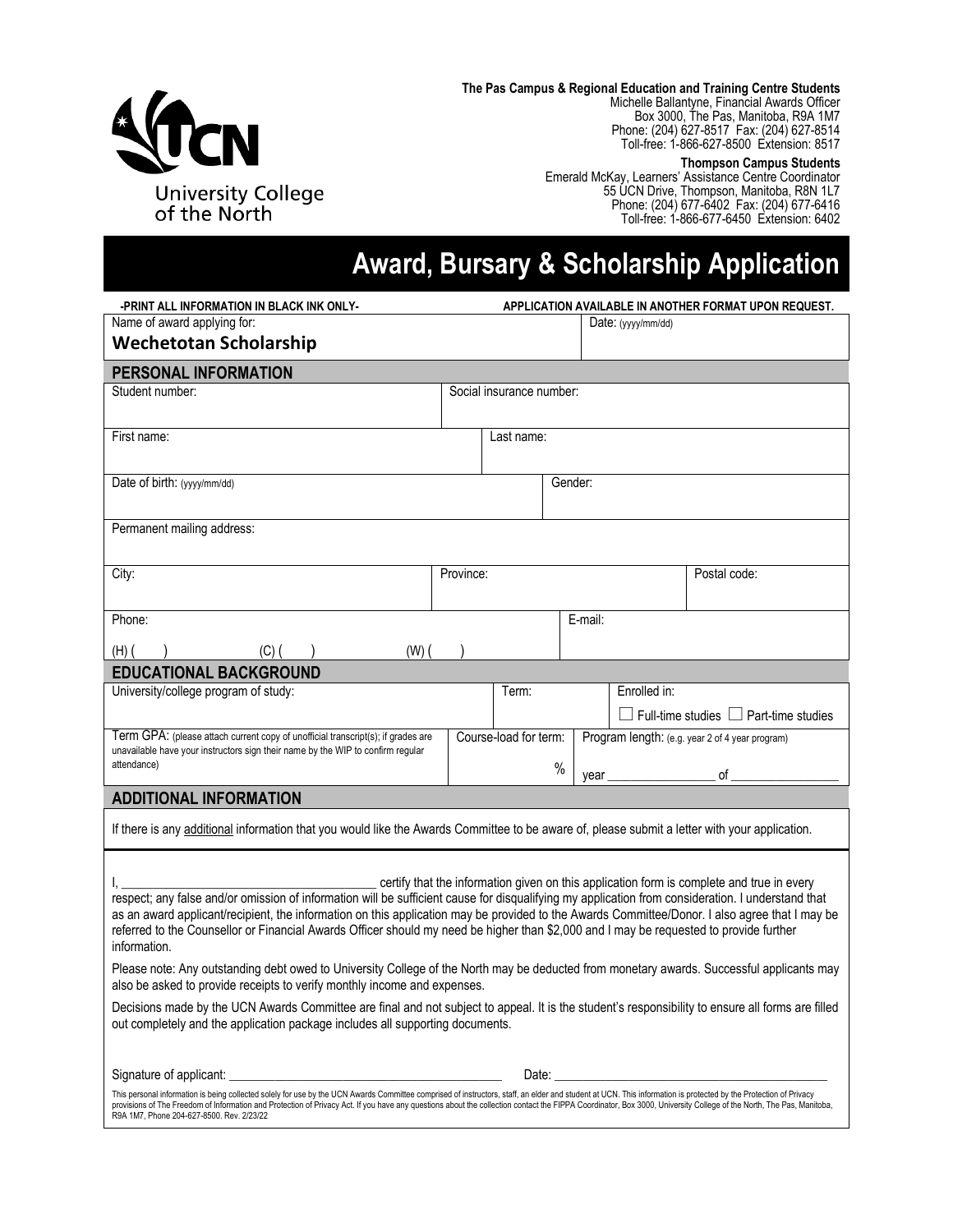University College of the North

**The Pas Campus & Regional Education and Training Centre Students**
Michelle Ballantyne, Financial Awards Officer
Box 3000, The Pas, Manitoba, R9A 1M7
Phone: (204) 627-8517 Fax: (204) 627-8514
Toll-free: 1-866-627-8500 Extension: 8517

**Thompson Campus Students**
Emerald McKay, Learners' Assistance Centre Coordinator
55 UCN Drive, Thompson, Manitoba, R8N 1L7
Phone: (204) 677-6402 Fax: (204) 677-6416
Toll-free: 1-866-677-6450 Extension: 6402

# Award, Bursary & Scholarship Application

**-PRINT ALL INFORMATION IN BLACK INK ONLY-** **APPLICATION AVAILABLE IN ANOTHER FORMAT UPON REQUEST.**

| | |
|---|---|
| Name of award applying for: **Wechetotan Scholarship** | Date: (yyyy/mm/dd) |

## PERSONAL INFORMATION

| | |
|---|---|
| Student number: | Social insurance number: |
| First name: | Last name: |
| Date of birth: (yyyy/mm/dd) | Gender: |
| Permanent mailing address: | |

| | | |
|---|---|---|
| City: | Province: | Postal code: |

| | |
|---|---|
| Phone: (H) ( ) (C) ( ) (W) ( ) | E-mail: |

## EDUCATIONAL BACKGROUND

| | | |
|---|---|---|
| University/college program of study: | Term: | Enrolled in: ☐ Full-time studies ☐ Part-time studies |
| Term GPA: (please attach current copy of unofficial transcript(s); if grades are unavailable have your instructors sign their name by the WIP to confirm regular attendance) | Course-load for term: % | Program length: (e.g. year 2 of 4 year program) year ________ of ________ |

## ADDITIONAL INFORMATION

If there is any additional information that you would like the Awards Committee to be aware of, please submit a letter with your application.

I, ______________________________ certify that the information given on this application form is complete and true in every respect; any false and/or omission of information will be sufficient cause for disqualifying my application from consideration. I understand that as an award applicant/recipient, the information on this application may be provided to the Awards Committee/Donor. I also agree that I may be referred to the Counsellor or Financial Awards Officer should my need be higher than $2,000 and I may be requested to provide further information.

Please note: Any outstanding debt owed to University College of the North may be deducted from monetary awards. Successful applicants may also be asked to provide receipts to verify monthly income and expenses.

Decisions made by the UCN Awards Committee are final and not subject to appeal. It is the student's responsibility to ensure all forms are filled out completely and the application package includes all supporting documents.

Signature of applicant: ______________________________ Date: ______________________________

This personal information is being collected solely for use by the UCN Awards Committee comprised of instructors, staff, an elder and student at UCN. This information is protected by the Protection of Privacy provisions of The Freedom of Information and Protection of Privacy Act. If you have any questions about the collection contact the FIPPA Coordinator, Box 3000, University College of the North, The Pas, Manitoba, R9A 1M7, Phone 204-627-8500. Rev. 2/23/22